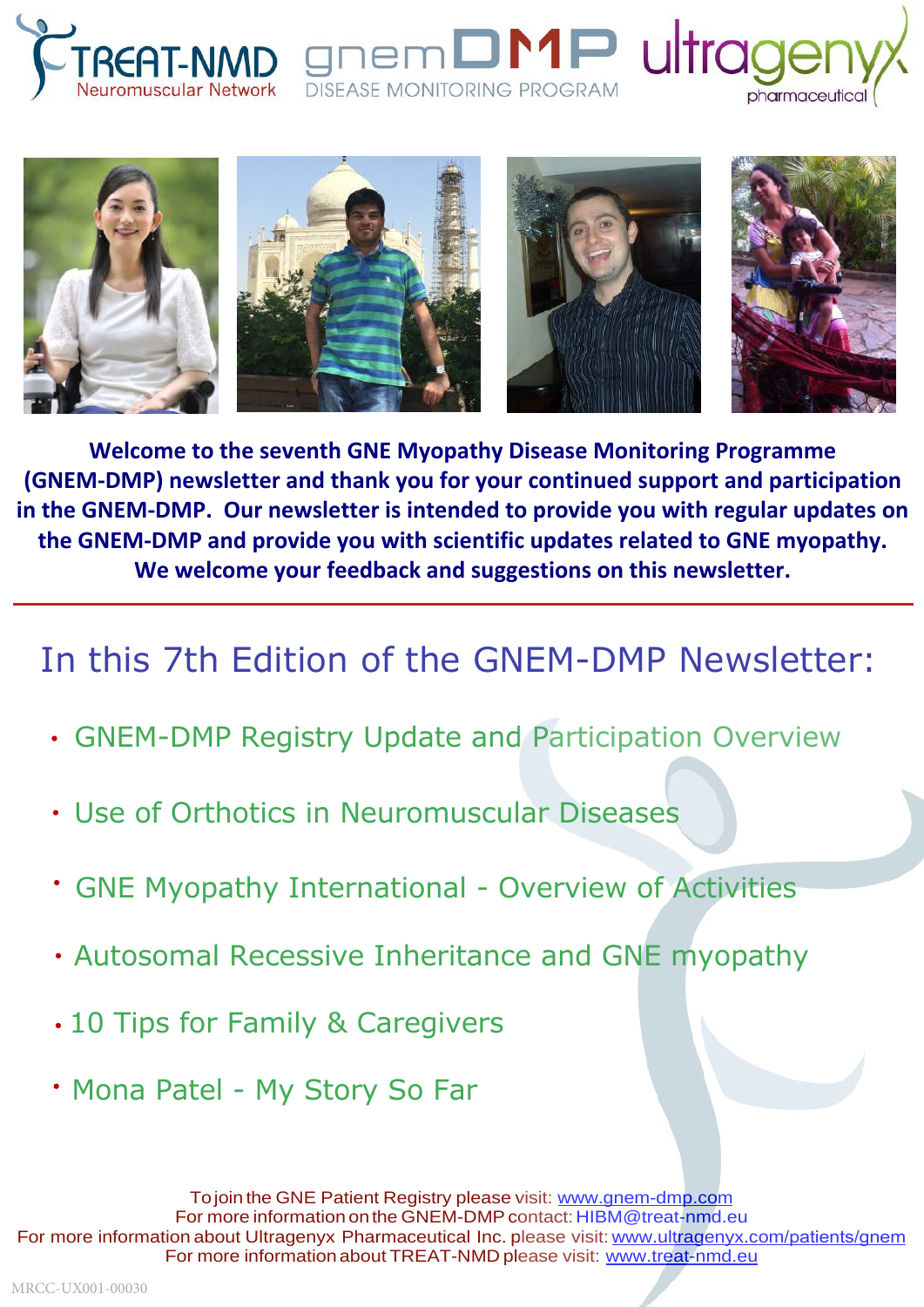TREAT-NMD Neuromuscular Network · gnemDMP DISEASE MONITORING PROGRAM · ultragenyx pharmaceutical

**Welcome to the seventh GNE Myopathy Disease Monitoring Programme (GNEM-DMP) newsletter and thank you for your continued support and participation in the GNEM-DMP. Our newsletter is intended to provide you with regular updates on the GNEM-DMP and provide you with scientific updates related to GNE myopathy. We welcome your feedback and suggestions on this newsletter.**

# In this 7th Edition of the GNEM-DMP Newsletter:

- GNEM-DMP Registry Update and Participation Overview
- Use of Orthotics in Neuromuscular Diseases
- GNE Myopathy International - Overview of Activities
- Autosomal Recessive Inheritance and GNE myopathy
- 10 Tips for Family & Caregivers
- Mona Patel - My Story So Far

To join the GNE Patient Registry please visit: www.gnem-dmp.com
For more information on the GNEM-DMP contact: HIBM@treat-nmd.eu
For more information about Ultragenyx Pharmaceutical Inc. please visit: www.ultragenyx.com/patients/gnem
For more information about TREAT-NMD please visit: www.treat-nmd.eu

MRCC-UX001-00030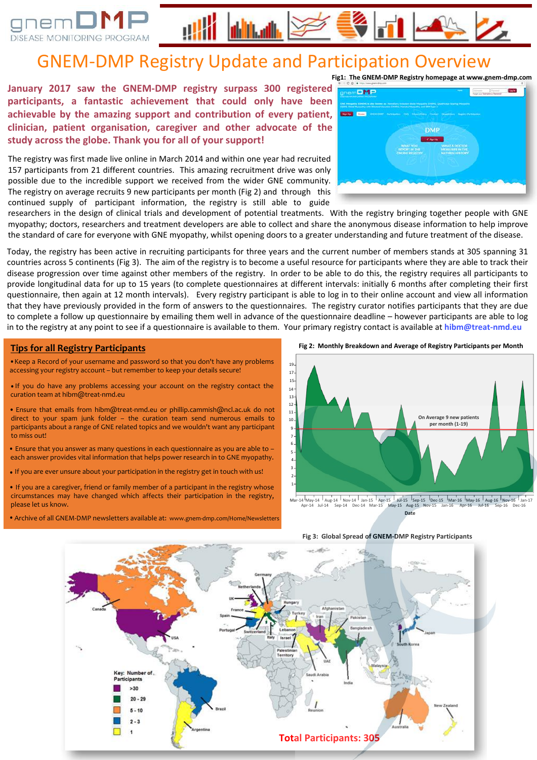# GNEM-DMP Registry Update and Participation Overview

**January 2017 saw the GNEM-DMP registry surpass 300 registered participants, a fantastic achievement that could only have been achievable by the amazing support and contribution of every patient, clinician, patient organisation, caregiver and other advocate of the study across the globe. Thank you for all of your support!**

Fig1: The GNEM-DMP Registry homepage at www.gnem-dmp.com

The registry was first made live online in March 2014 and within one year had recruited 157 participants from 21 different countries. This amazing recruitment drive was only possible due to the incredible support we received from the wider GNE community. The registry on average recruits 9 new participants per month (Fig 2) and through this continued supply of participant information, the registry is still able to guide researchers in the design of clinical trials and development of potential treatments. With the registry bringing together people with GNE myopathy; doctors, researchers and treatment developers are able to collect and share the anonymous disease information to help improve the standard of care for everyone with GNE myopathy, whilst opening doors to a greater understanding and future treatment of the disease.

Today, the registry has been active in recruiting participants for three years and the current number of members stands at 305 spanning 31 countries across 5 continents (Fig 3). The aim of the registry is to become a useful resource for participants where they are able to track their disease progression over time against other members of the registry. In order to be able to do this, the registry requires all participants to provide longitudinal data for up to 15 years (to complete questionnaires at different intervals: initially 6 months after completing their first questionnaire, then again at 12 month intervals). Every registry participant is able to log in to their online account and view all information that they have previously provided in the form of answers to the questionnaires. The registry curator notifies participants that they are due to complete a follow up questionnaire by emailing them well in advance of the questionnaire deadline – however participants are able to log in to the registry at any point to see if a questionnaire is available to them. Your primary registry contact is available at **hibm@treat-nmd.eu**

## Tips for all Registry Participants

- Keep a Record of your username and password so that you don't have any problems accessing your registry account – but remember to keep your details secure!
- If you do have any problems accessing your account on the registry contact the curation team at hibm@treat-nmd.eu
- Ensure that emails from hibm@treat-nmd.eu or phillip.cammish@ncl.ac.uk do not direct to your spam junk folder – the curation team send numerous emails to participants about a range of GNE related topics and we wouldn't want any participant to miss out!
- Ensure that you answer as many questions in each questionnaire as you are able to – each answer provides vital information that helps power research in to GNE myopathy.
- If you are ever unsure about your participation in the registry get in touch with us!
- If you are a caregiver, friend or family member of a participant in the registry whose circumstances may have changed which affects their participation in the registry, please let us know.
- Archive of all GNEM-DMP newsletters available at: www.gnem-dmp.com/Home/Newsletters

Fig 2: Monthly Breakdown and Average of Registry Participants per Month

On Average 9 new patients per month (1-19)

Fig 3: Global Spread of GNEM-DMP Registry Participants

Key: Number of Participants

- >30
- 20 - 29
- 5 - 10
- 2 - 3
- 1

**Total Participants: 305**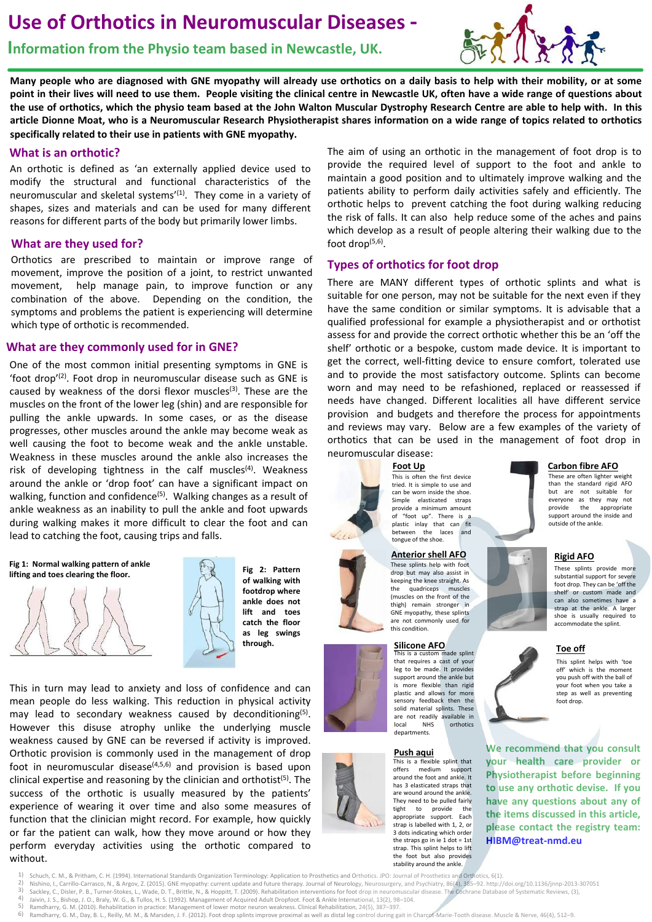# Use of Orthotics in Neuromuscular Diseases -

## Information from the Physio team based in Newcastle, UK.

**Many people who are diagnosed with GNE myopathy will already use orthotics on a daily basis to help with their mobility, or at some point in their lives will need to use them. People visiting the clinical centre in Newcastle UK, often have a wide range of questions about the use of orthotics, which the physio team based at the John Walton Muscular Dystrophy Research Centre are able to help with. In this article Dionne Moat, who is a Neuromuscular Research Physiotherapist shares information on a wide range of topics related to orthotics specifically related to their use in patients with GNE myopathy.**

### What is an orthotic?

An orthotic is defined as 'an externally applied device used to modify the structural and functional characteristics of the neuromuscular and skeletal systems'[1]. They come in a variety of shapes, sizes and materials and can be used for many different reasons for different parts of the body but primarily lower limbs.

### What are they used for?

Orthotics are prescribed to maintain or improve range of movement, improve the position of a joint, to restrict unwanted movement, help manage pain, to improve function or any combination of the above. Depending on the condition, the symptoms and problems the patient is experiencing will determine which type of orthotic is recommended.

### What are they commonly used for in GNE?

One of the most common initial presenting symptoms in GNE is 'foot drop'[2]. Foot drop in neuromuscular disease such as GNE is caused by weakness of the dorsi flexor muscles[3]. These are the muscles on the front of the lower leg (shin) and are responsible for pulling the ankle upwards. In some cases, or as the disease progresses, other muscles around the ankle may become weak as well causing the foot to become weak and the ankle unstable. Weakness in these muscles around the ankle also increases the risk of developing tightness in the calf muscles[4]. Weakness around the ankle or 'drop foot' can have a significant impact on walking, function and confidence[5]. Walking changes as a result of ankle weakness as an inability to pull the ankle and foot upwards during walking makes it more difficult to clear the foot and can lead to catching the foot, causing trips and falls.

**Fig 1: Normal walking pattern of ankle lifting and toes clearing the floor.**

**Fig 2: Pattern of walking with footdrop where ankle does not lift and toes catch the floor as leg swings through.**

This in turn may lead to anxiety and loss of confidence and can mean people do less walking. This reduction in physical activity may lead to secondary weakness caused by deconditioning[5]. However this disuse atrophy unlike the underlying muscle weakness caused by GNE can be reversed if activity is improved. Orthotic provision is commonly used in the management of drop foot in neuromuscular disease[4,5,6] and provision is based upon clinical expertise and reasoning by the clinician and orthotist[5]. The success of the orthotic is usually measured by the patients' experience of wearing it over time and also some measures of function that the clinician might record. For example, how quickly or far the patient can walk, how they move around or how they perform everyday activities using the orthotic compared to without.

The aim of using an orthotic in the management of foot drop is to provide the required level of support to the foot and ankle to maintain a good position and to ultimately improve walking and the patients ability to perform daily activities safely and efficiently. The orthotic helps to prevent catching the foot during walking reducing the risk of falls. It can also help reduce some of the aches and pains which develop as a result of people altering their walking due to the foot drop[5,6].

### Types of orthotics for foot drop

There are MANY different types of orthotic splints and what is suitable for one person, may not be suitable for the next even if they have the same condition or similar symptoms. It is advisable that a qualified professional for example a physiotherapist and or orthotist assess for and provide the correct orthotic whether this be an 'off the shelf' orthotic or a bespoke, custom made device. It is important to get the correct, well-fitting device to ensure comfort, tolerated use and to provide the most satisfactory outcome. Splints can become worn and may need to be refashioned, replaced or reassessed if needs have changed. Different localities all have different service provision and budgets and therefore the process for appointments and reviews may vary. Below are a few examples of the variety of orthotics that can be used in the management of foot drop in neuromuscular disease:

**Foot Up**
This is often the first device tried. It is simple to use and can be worn inside the shoe. Simple elasticated straps provide a minimum amount of "foot up". There is a plastic inlay that can fit between the laces and tongue of the shoe.

**Carbon fibre AFO**
These are often lighter weight than the standard rigid AFO but are not suitable for everyone as they may not provide the appropriate support around the inside and outside of the ankle.

**Anterior shell AFO**
These splints help with foot drop but may also assist in keeping the knee straight. As the quadriceps muscles (muscles on the front of the thigh) remain stronger in GNE myopathy, these splints are not commonly used for this condition.

**Rigid AFO**
These splints provide more substantial support for severe foot drop. They can be 'off the shelf' or custom made and can also sometimes have a strap at the ankle. A larger shoe is usually required to accommodate the splint.

**Silicone AFO**
This is a custom made splint that requires a cast of your leg to be made. It provides support around the ankle but is more flexible than rigid plastic and allows for more sensory feedback then the solid material splints. These are not readily available in local NHS orthotics departments.

**Toe off**
This splint helps with 'toe off' which is the moment you push off with the ball of your foot when you take a step as well as preventing foot drop.

**Push aqui**
This is a flexible splint that offers medium support around the foot and ankle. It has 3 elasticated straps that are wound around the ankle. They need to be pulled fairly tight to provide the appropriate support. Each strap is labelled with 1, 2, or 3 dots indicating which order the straps go in ie 1 dot = 1st strap. This splint helps to lift the foot but also provides stability around the ankle.

We recommend that you consult your health care provider or Physiotherapist before beginning to use any orthotic devise. If you have any questions about any of the items discussed in this article, please contact the registry team: **HIBM@treat-nmd.eu**

1) Schuch, C. M., & Pritham, C. H. (1994). International Standards Organization Terminology: Application to Prosthetics and Orthotics. JPO: Journal of Prosthetics and Orthotics, 6(1).
2) Nishino, I., Carrillo-Carrasco, N., & Argov, Z. (2015). GNE myopathy: current update and future therapy. Journal of Neurology, Neurosurgery, and Psychiatry, 86(4), 385–92. http://doi.org/10.1136/jnnp-2013-307051
3) Sackley, C., Disler, P. B., Turner-Stokes, L., Wade, D. T., Brittle, N., & Hoppitt, T. (2009). Rehabilitation interventions for foot drop in neuromuscular disease. The Cochrane Database of Systematic Reviews, (3),
4) Jaivin, J. S., Bishop, J. O., Braly, W. G., & Tullos, H. S. (1992). Management of Acquired Adult Dropfoot. Foot & Ankle International, 13(2), 98–104.
5) Ramdharry, G. M. (2010). Rehabilitation in practice: Management of lower motor neuron weakness. Clinical Rehabilitation, 24(5), 387–397.
6) Ramdharry, G. M., Day, B. L., Reilly, M. M., & Marsden, J. F. (2012). Foot drop splints improve proximal as well as distal leg control during gait in Charcot-Marie-Tooth disease. Muscle & Nerve, 46(4), 512–9.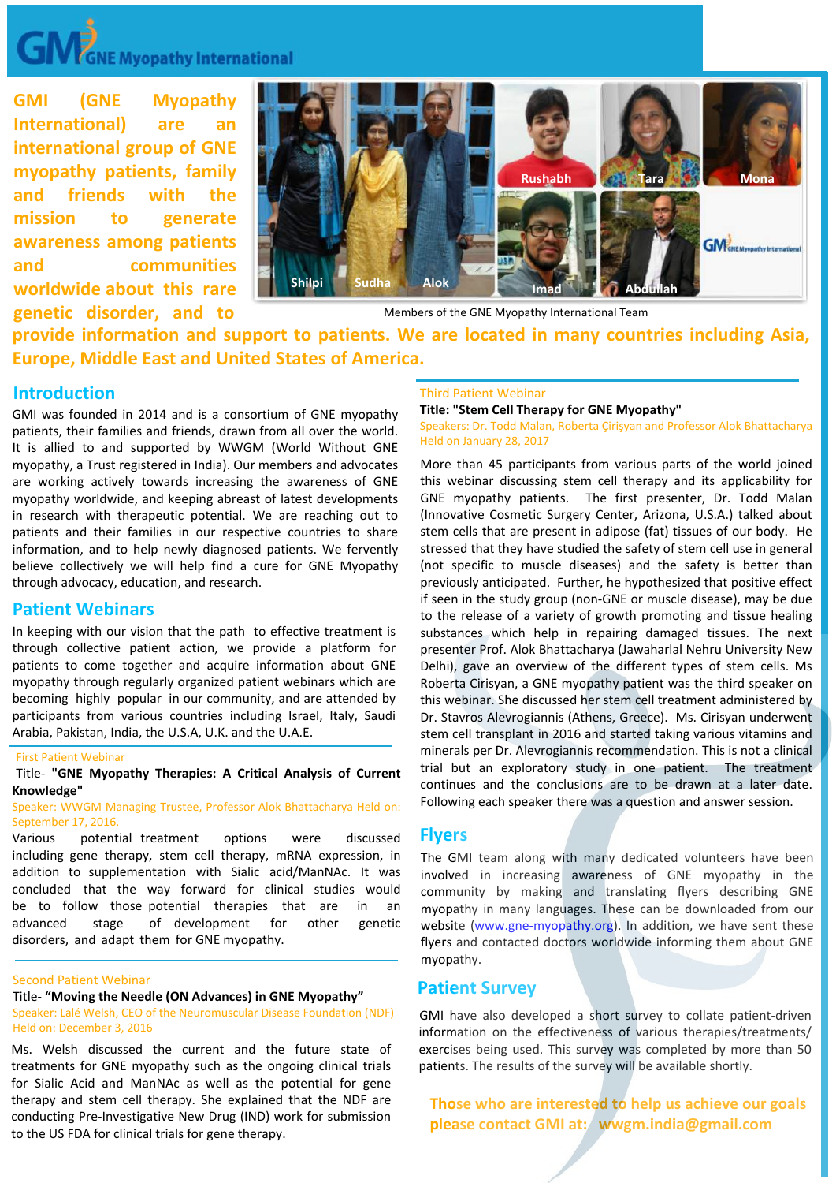# GMI GNE Myopathy International

**GMI (GNE Myopathy International) are an international group of GNE myopathy patients, family and friends with the mission to generate awareness among patients and communities worldwide about this rare genetic disorder, and to provide information and support to patients. We are located in many countries including Asia, Europe, Middle East and United States of America.**

Shilpi Sudha Alok Rushabh Tara Mona Imad Abdullah

Members of the GNE Myopathy International Team

## Introduction

GMI was founded in 2014 and is a consortium of GNE myopathy patients, their families and friends, drawn from all over the world. It is allied to and supported by WWGM (World Without GNE myopathy, a Trust registered in India). Our members and advocates are working actively towards increasing the awareness of GNE myopathy worldwide, and keeping abreast of latest developments in research with therapeutic potential. We are reaching out to patients and their families in our respective countries to share information, and to help newly diagnosed patients. We fervently believe collectively we will help find a cure for GNE Myopathy through advocacy, education, and research.

## Patient Webinars

In keeping with our vision that the path to effective treatment is through collective patient action, we provide a platform for patients to come together and acquire information about GNE myopathy through regularly organized patient webinars which are becoming highly popular in our community, and are attended by participants from various countries including Israel, Italy, Saudi Arabia, Pakistan, India, the U.S.A, U.K. and the U.A.E.

### First Patient Webinar

Title- **"GNE Myopathy Therapies: A Critical Analysis of Current Knowledge"**

Speaker: WWGM Managing Trustee, Professor Alok Bhattacharya Held on: September 17, 2016.

Various potential treatment options were discussed including gene therapy, stem cell therapy, mRNA expression, in addition to supplementation with Sialic acid/ManNAc. It was concluded that the way forward for clinical studies would be to follow those potential therapies that are in an advanced stage of development for other genetic disorders, and adapt them for GNE myopathy.

### Second Patient Webinar

Title- **"Moving the Needle (ON Advances) in GNE Myopathy"**

Speaker: Lalé Welsh, CEO of the Neuromuscular Disease Foundation (NDF) Held on: December 3, 2016

Ms. Welsh discussed the current and the future state of treatments for GNE myopathy such as the ongoing clinical trials for Sialic Acid and ManNAc as well as the potential for gene therapy and stem cell therapy. She explained that the NDF are conducting Pre-Investigative New Drug (IND) work for submission to the US FDA for clinical trials for gene therapy.

### Third Patient Webinar

**Title: "Stem Cell Therapy for GNE Myopathy"**

Speakers: Dr. Todd Malan, Roberta Çirişyan and Professor Alok Bhattacharya Held on January 28, 2017

More than 45 participants from various parts of the world joined this webinar discussing stem cell therapy and its applicability for GNE myopathy patients. The first presenter, Dr. Todd Malan (Innovative Cosmetic Surgery Center, Arizona, U.S.A.) talked about stem cells that are present in adipose (fat) tissues of our body. He stressed that they have studied the safety of stem cell use in general (not specific to muscle diseases) and the safety is better than previously anticipated. Further, he hypothesized that positive effect if seen in the study group (non-GNE or muscle disease), may be due to the release of a variety of growth promoting and tissue healing substances which help in repairing damaged tissues. The next presenter Prof. Alok Bhattacharya (Jawaharlal Nehru University New Delhi), gave an overview of the different types of stem cells. Ms Roberta Cirisyan, a GNE myopathy patient was the third speaker on this webinar. She discussed her stem cell treatment administered by Dr. Stavros Alevrogiannis (Athens, Greece). Ms. Cirisyan underwent stem cell transplant in 2016 and started taking various vitamins and minerals per Dr. Alevrogiannis recommendation. This is not a clinical trial but an exploratory study in one patient. The treatment continues and the conclusions are to be drawn at a later date. Following each speaker there was a question and answer session.

## Flyers

The GMI team along with many dedicated volunteers have been involved in increasing awareness of GNE myopathy in the community by making and translating flyers describing GNE myopathy in many languages. These can be downloaded from our website (www.gne-myopathy.org). In addition, we have sent these flyers and contacted doctors worldwide informing them about GNE myopathy.

## Patient Survey

GMI have also developed a short survey to collate patient-driven information on the effectiveness of various therapies/treatments/ exercises being used. This survey was completed by more than 50 patients. The results of the survey will be available shortly.

**Those who are interested to help us achieve our goals please contact GMI at: wwgm.india@gmail.com**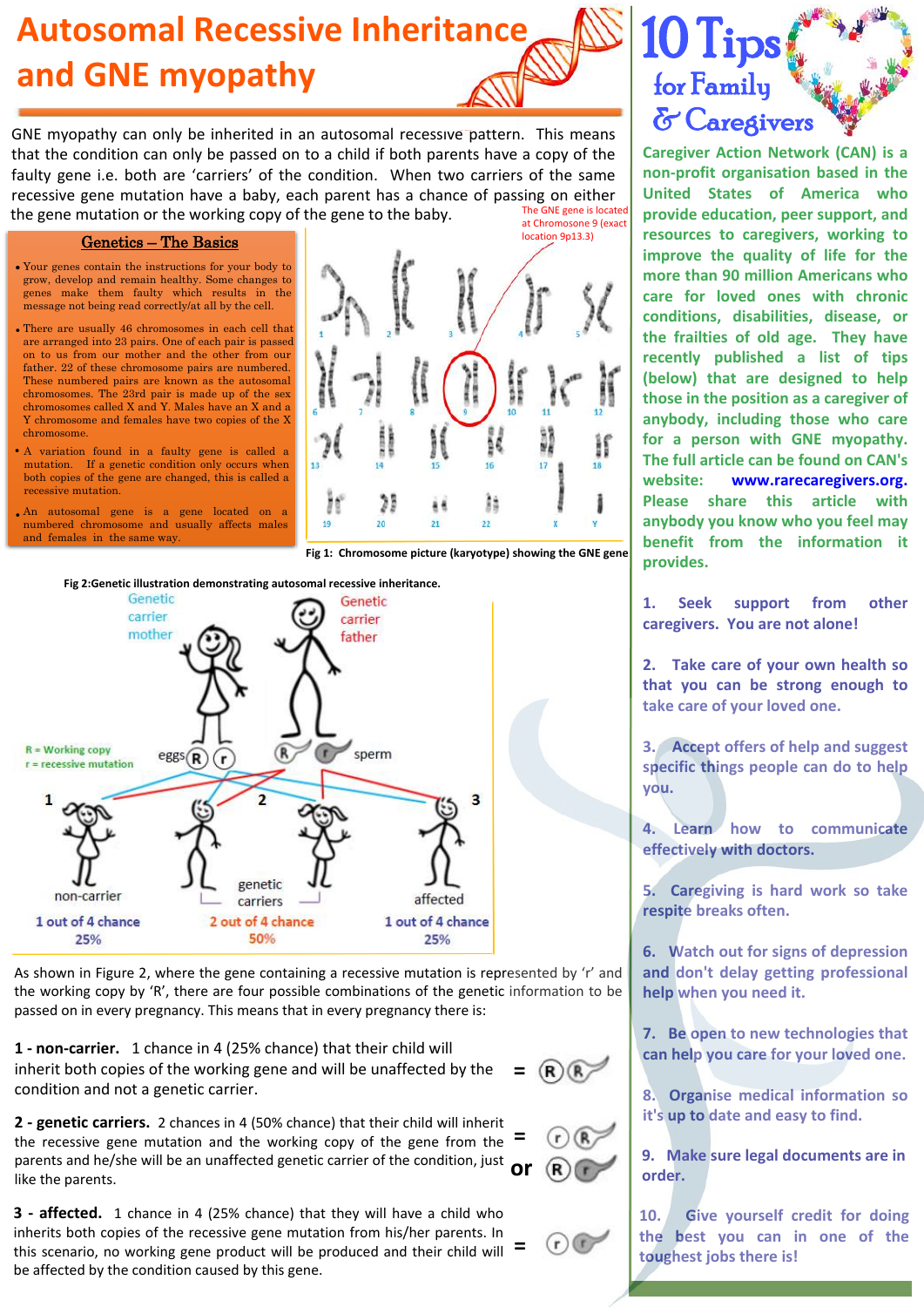# Autosomal Recessive Inheritance and GNE myopathy

GNE myopathy can only be inherited in an autosomal recessive pattern. This means that the condition can only be passed on to a child if both parents have a copy of the faulty gene i.e. both are 'carriers' of the condition. When two carriers of the recessive gene mutation have a baby, each parent has a chance of passing on either the gene mutation or the working copy of the gene to the baby.

## Genetics – The Basics

- Your genes contain the instructions for your body to grow, develop and remain healthy. Some changes to genes make them faulty which results in the message not being read correctly/at all by the cell.
- There are usually 46 chromosomes in each cell that are arranged into 23 pairs. One of each pair is passed on to us from our mother and the other from our father. 22 of these chromosome pairs are numbered. These numbered pairs are known as the autosomal chromosomes. The 23rd pair is made up of the sex chromosomes called X and Y. Males have an X and a Y chromosome and females have two copies of the X chromosome.
- A variation found in a faulty gene is called a mutation. If a genetic condition only occurs when both copies of the gene are changed, this is called a recessive mutation.
- An autosomal gene is a gene located on a numbered chromosome and usually affects males and females in the same way.

The GNE gene is located at Chromosome 9 (exact location 9p13.3)

Fig 1: Chromosome picture (karyotype) showing the GNE gene

Fig 2: Genetic illustration demonstrating autosomal recessive inheritance.

Genetic carrier mother — Genetic carrier father

R = Working copy
r = recessive mutation

eggs (R) (r) — (R) (r) sperm

1 non-carrier: 1 out of 4 chance, 25%
2 genetic carriers: 2 out of 4 chance, 50%
3 affected: 1 out of 4 chance, 25%

As shown in Figure 2, where the gene containing a recessive mutation is represented by 'r' and the working copy by 'R', there are four possible combinations of the genetic information to be passed on in every pregnancy. This means that in every pregnancy there is:

**1 - non-carrier.** 1 chance in 4 (25% chance) that their child will inherit both copies of the working gene and will be unaffected by the condition and not a genetic carrier. = R R

**2 - genetic carriers.** 2 chances in 4 (50% chance) that their child will inherit the recessive gene mutation and the working copy of the gene from the parents and he/she will be an unaffected genetic carrier of the condition, just like the parents. = r R or R r

**3 - affected.** 1 chance in 4 (25% chance) that they will have a child who inherits both copies of the recessive gene mutation from his/her parents. In this scenario, no working gene product will be produced and their child will be affected by the condition caused by this gene. = r r

# 10 Tips for Family & Caregivers

Caregiver Action Network (CAN) is a non-profit organisation based in the United States of America who provide education, peer support, and resources to caregivers, working to improve the quality of life for the more than 90 million Americans who care for loved ones with chronic conditions, disabilities, disease, or the frailties of old age. They have recently published a list of tips (below) that are designed to help those in the position as a caregiver of anybody, including those who care for a person with GNE myopathy. The full article can be found on CAN's website: **www.rarecaregivers.org.** Please share this article with anybody you know who you feel may benefit from the information it provides.

1. Seek support from other caregivers. You are not alone!
2. Take care of your own health so that you can be strong enough to take care of your loved one.
3. Accept offers of help and suggest specific things people can do to help you.
4. Learn how to communicate effectively with doctors.
5. Caregiving is hard work so take respite breaks often.
6. Watch out for signs of depression and don't delay getting professional help when you need it.
7. Be open to new technologies that can help you care for your loved one.
8. Organise medical information so it's up to date and easy to find.
9. Make sure legal documents are in order.
10. Give yourself credit for doing the best you can in one of the toughest jobs there is!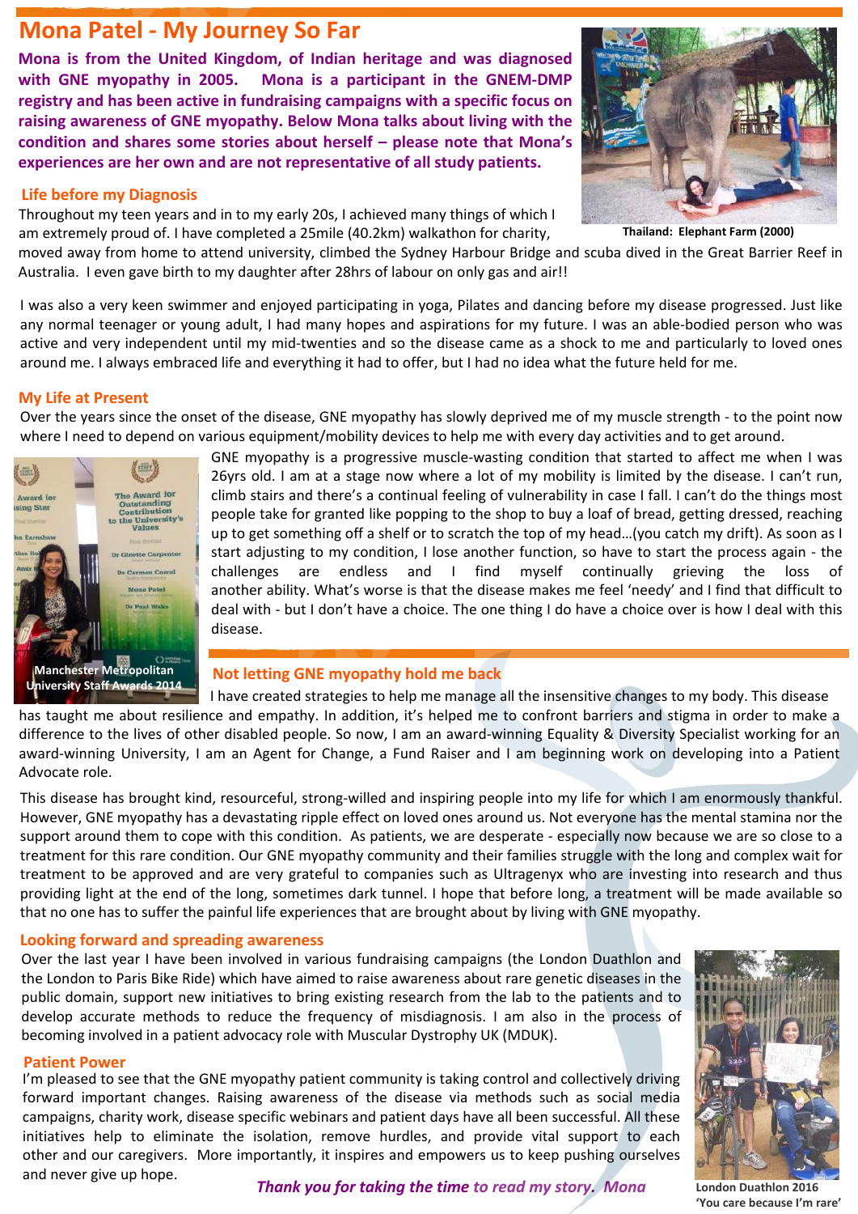# Mona Patel - My Journey So Far

**Mona is from the United Kingdom, of Indian heritage and was diagnosed with GNE myopathy in 2005. Mona is a participant in the GNEM-DMP registry and has been active in fundraising campaigns with a specific focus on raising awareness of GNE myopathy. Below Mona talks about living with the condition and shares some stories about herself – please note that Mona's experiences are her own and are not representative of all study patients.**

**Thailand: Elephant Farm (2000)**

## Life before my Diagnosis

Throughout my teen years and in to my early 20s, I achieved many things of which I am extremely proud of. I have completed a 25mile (40.2km) walkathon for charity, moved away from home to attend university, climbed the Sydney Harbour Bridge and scuba dived in the Great Barrier Reef in Australia. I even gave birth to my daughter after 28hrs of labour on only gas and air!!

I was also a very keen swimmer and enjoyed participating in yoga, Pilates and dancing before my disease progressed. Just like any normal teenager or young adult, I had many hopes and aspirations for my future. I was an able-bodied person who was active and very independent until my mid-twenties and so the disease came as a shock to me and particularly to loved ones around me. I always embraced life and everything it had to offer, but I had no idea what the future held for me.

## My Life at Present

Over the years since the onset of the disease, GNE myopathy has slowly deprived me of my muscle strength - to the point now where I need to depend on various equipment/mobility devices to help me with every day activities and to get around.

GNE myopathy is a progressive muscle-wasting condition that started to affect me when I was 26yrs old. I am at a stage now where a lot of my mobility is limited by the disease. I can't run, climb stairs and there's a continual feeling of vulnerability in case I fall. I can't do the things most people take for granted like popping to the shop to buy a loaf of bread, getting dressed, reaching up to get something off a shelf or to scratch the top of my head…(you catch my drift). As soon as I start adjusting to my condition, I lose another function, so have to start the process again - the challenges are endless and I find myself continually grieving the loss of another ability. What's worse is that the disease makes me feel 'needy' and I find that difficult to deal with - but I don't have a choice. The one thing I do have a choice over is how I deal with this disease.

Manchester Metropolitan University Staff Awards 2014

## Not letting GNE myopathy hold me back

I have created strategies to help me manage all the insensitive changes to my body. This disease has taught me about resilience and empathy. In addition, it's helped me to confront barriers and stigma in order to make a difference to the lives of other disabled people. So now, I am an award-winning Equality & Diversity Specialist working for an award-winning University, I am an Agent for Change, a Fund Raiser and I am beginning work on developing into a Patient Advocate role.

This disease has brought kind, resourceful, strong-willed and inspiring people into my life for which I am enormously thankful. However, GNE myopathy has a devastating ripple effect on loved ones around us. Not everyone has the mental stamina nor the support around them to cope with this condition. As patients, we are desperate - especially now because we are so close to a treatment for this rare condition. Our GNE myopathy community and their families struggle with the long and complex wait for treatment to be approved and are very grateful to companies such as Ultragenyx who are investing into research and thus providing light at the end of the long, sometimes dark tunnel. I hope that before long, a treatment will be made available so that no one has to suffer the painful life experiences that are brought about by living with GNE myopathy.

## Looking forward and spreading awareness

Over the last year I have been involved in various fundraising campaigns (the London Duathlon and the London to Paris Bike Ride) which have aimed to raise awareness about rare genetic diseases in the public domain, support new initiatives to bring existing research from the lab to the patients and to develop accurate methods to reduce the frequency of misdiagnosis. I am also in the process of becoming involved in a patient advocacy role with Muscular Dystrophy UK (MDUK).

## Patient Power

I'm pleased to see that the GNE myopathy patient community is taking control and collectively driving forward important changes. Raising awareness of the disease via methods such as social media campaigns, charity work, disease specific webinars and patient days have all been successful. All these initiatives help to eliminate the isolation, remove hurdles, and provide vital support to each other and our caregivers. More importantly, it inspires and empowers us to keep pushing ourselves and never give up hope.

**London Duathlon 2016**
**'You care because I'm rare'**

***Thank you for taking the time to read my story. Mona***